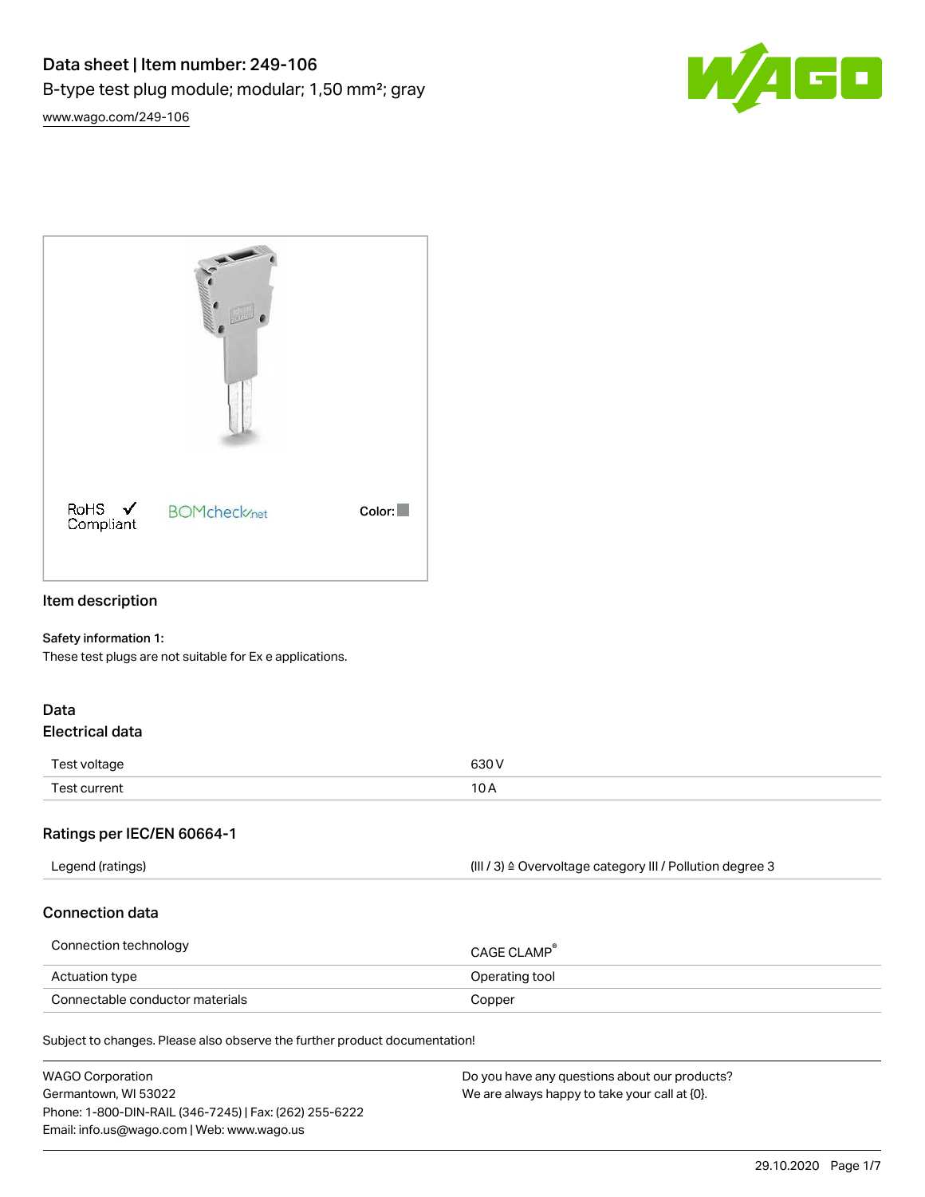# Data sheet | Item number: 249-106

B-type test plug module; modular; 1,50 mm²; gray

www.wago.com/249-106

RoHS ✓ Compliant

BOMcheck.net

Color:

## Item description

**Safety information 1:**
These test plugs are not suitable for Ex e applications.

## Data

### Electrical data

| | |
|---|---|
| Test voltage | 630 V |
| Test current | 10 A |

### Ratings per IEC/EN 60664-1

| | |
|---|---|
| Legend (ratings) | (III / 3) ≙ Overvoltage category III / Pollution degree 3 |

### Connection data

| | |
|---|---|
| Connection technology | CAGE CLAMP® |
| Actuation type | Operating tool |
| Connectable conductor materials | Copper |

Subject to changes. Please also observe the further product documentation!

WAGO Corporation
Germantown, WI 53022
Phone: 1-800-DIN-RAIL (346-7245) | Fax: (262) 255-6222
Email: info.us@wago.com | Web: www.wago.us

Do you have any questions about our products?
We are always happy to take your call at {0}.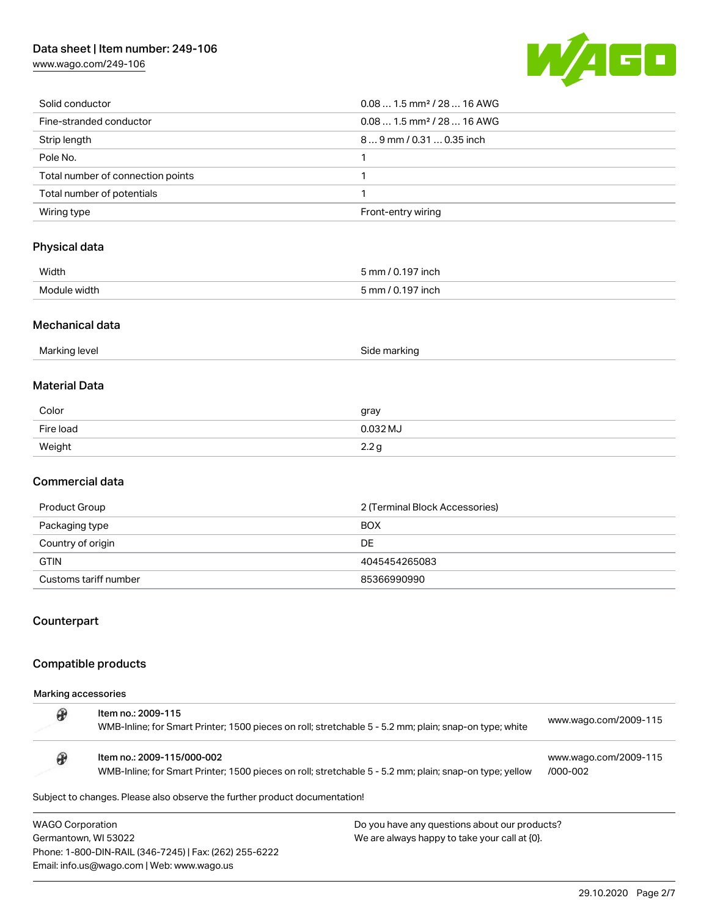| | |
|---|---|
| Solid conductor | 0.08 … 1.5 mm² / 28 … 16 AWG |
| Fine-stranded conductor | 0.08 … 1.5 mm² / 28 … 16 AWG |
| Strip length | 8 … 9 mm / 0.31 … 0.35 inch |
| Pole No. | 1 |
| Total number of connection points | 1 |
| Total number of potentials | 1 |
| Wiring type | Front-entry wiring |

## Physical data

| | |
|---|---|
| Width | 5 mm / 0.197 inch |
| Module width | 5 mm / 0.197 inch |

## Mechanical data

| | |
|---|---|
| Marking level | Side marking |

## Material Data

| | |
|---|---|
| Color | gray |
| Fire load | 0.032 MJ |
| Weight | 2.2 g |

## Commercial data

| | |
|---|---|
| Product Group | 2 (Terminal Block Accessories) |
| Packaging type | BOX |
| Country of origin | DE |
| GTIN | 4045454265083 |
| Customs tariff number | 85366990990 |

## Counterpart

## Compatible products

**Marking accessories**

| Item | Link |
|---|---|
| **Item no.: 2009-115**<br>WMB-Inline; for Smart Printer; 1500 pieces on roll; stretchable 5 - 5.2 mm; plain; snap-on type; white | www.wago.com/2009-115 |
| **Item no.: 2009-115/000-002**<br>WMB-Inline; for Smart Printer; 1500 pieces on roll; stretchable 5 - 5.2 mm; plain; snap-on type; yellow | www.wago.com/2009-115/000-002 |

Subject to changes. Please also observe the further product documentation!

WAGO Corporation
Germantown, WI 53022
Phone: 1-800-DIN-RAIL (346-7245) | Fax: (262) 255-6222
Email: info.us@wago.com | Web: www.wago.us

Do you have any questions about our products?
We are always happy to take your call at {0}.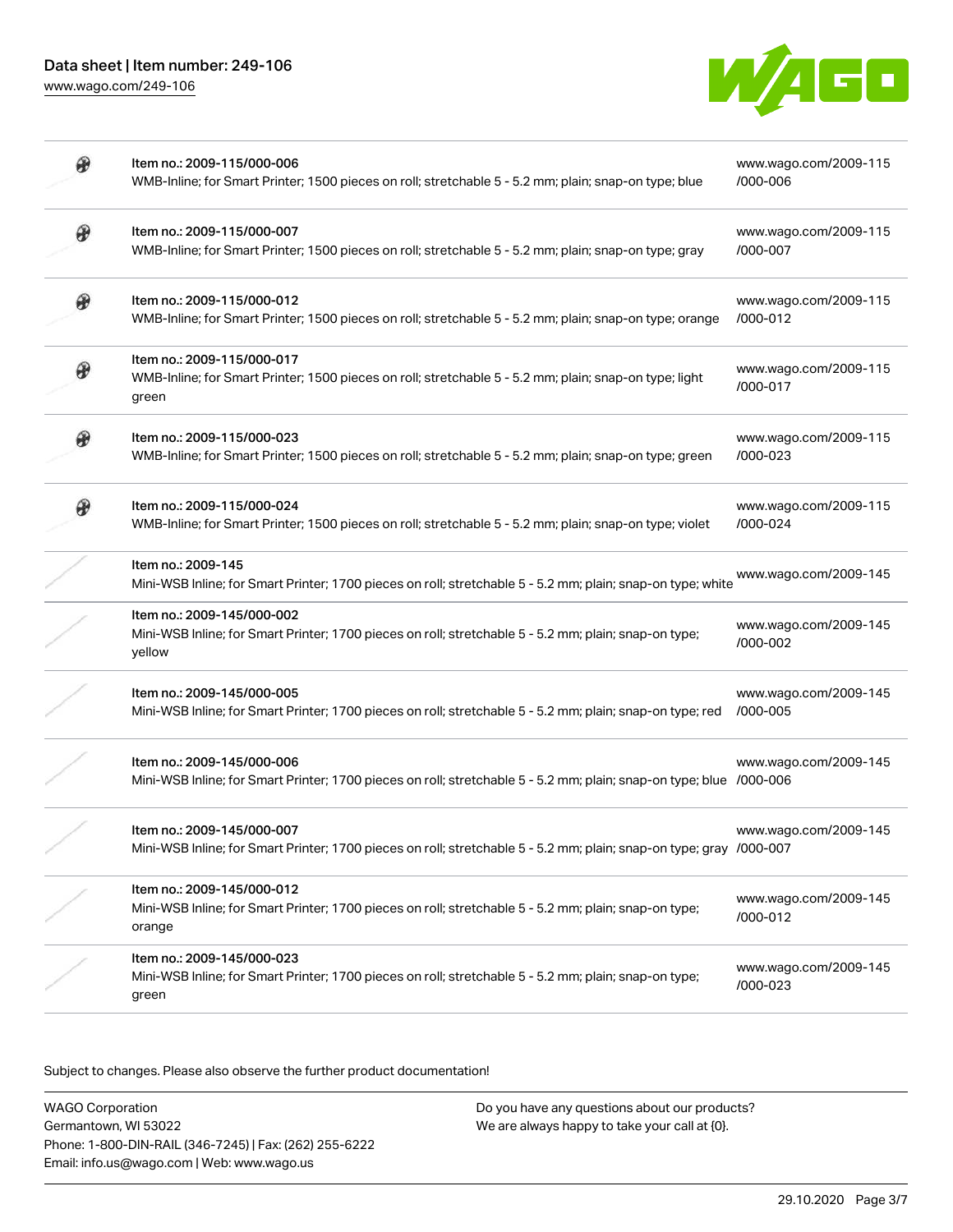| | | |
|---|---|---|
| | Item no.: 2009-115/000-006<br>WMB-Inline; for Smart Printer; 1500 pieces on roll; stretchable 5 - 5.2 mm; plain; snap-on type; blue | www.wago.com/2009-115/000-006 |
| | Item no.: 2009-115/000-007<br>WMB-Inline; for Smart Printer; 1500 pieces on roll; stretchable 5 - 5.2 mm; plain; snap-on type; gray | www.wago.com/2009-115/000-007 |
| | Item no.: 2009-115/000-012<br>WMB-Inline; for Smart Printer; 1500 pieces on roll; stretchable 5 - 5.2 mm; plain; snap-on type; orange | www.wago.com/2009-115/000-012 |
| | Item no.: 2009-115/000-017<br>WMB-Inline; for Smart Printer; 1500 pieces on roll; stretchable 5 - 5.2 mm; plain; snap-on type; light green | www.wago.com/2009-115/000-017 |
| | Item no.: 2009-115/000-023<br>WMB-Inline; for Smart Printer; 1500 pieces on roll; stretchable 5 - 5.2 mm; plain; snap-on type; green | www.wago.com/2009-115/000-023 |
| | Item no.: 2009-115/000-024<br>WMB-Inline; for Smart Printer; 1500 pieces on roll; stretchable 5 - 5.2 mm; plain; snap-on type; violet | www.wago.com/2009-115/000-024 |
| | Item no.: 2009-145<br>Mini-WSB Inline; for Smart Printer; 1700 pieces on roll; stretchable 5 - 5.2 mm; plain; snap-on type; white | www.wago.com/2009-145 |
| | Item no.: 2009-145/000-002<br>Mini-WSB Inline; for Smart Printer; 1700 pieces on roll; stretchable 5 - 5.2 mm; plain; snap-on type; yellow | www.wago.com/2009-145/000-002 |
| | Item no.: 2009-145/000-005<br>Mini-WSB Inline; for Smart Printer; 1700 pieces on roll; stretchable 5 - 5.2 mm; plain; snap-on type; red | www.wago.com/2009-145/000-005 |
| | Item no.: 2009-145/000-006<br>Mini-WSB Inline; for Smart Printer; 1700 pieces on roll; stretchable 5 - 5.2 mm; plain; snap-on type; blue | www.wago.com/2009-145/000-006 |
| | Item no.: 2009-145/000-007<br>Mini-WSB Inline; for Smart Printer; 1700 pieces on roll; stretchable 5 - 5.2 mm; plain; snap-on type; gray | www.wago.com/2009-145/000-007 |
| | Item no.: 2009-145/000-012<br>Mini-WSB Inline; for Smart Printer; 1700 pieces on roll; stretchable 5 - 5.2 mm; plain; snap-on type; orange | www.wago.com/2009-145/000-012 |
| | Item no.: 2009-145/000-023<br>Mini-WSB Inline; for Smart Printer; 1700 pieces on roll; stretchable 5 - 5.2 mm; plain; snap-on type; green | www.wago.com/2009-145/000-023 |

Subject to changes. Please also observe the further product documentation!

WAGO Corporation
Germantown, WI 53022
Phone: 1-800-DIN-RAIL (346-7245) | Fax: (262) 255-6222
Email: info.us@wago.com | Web: www.wago.us

Do you have any questions about our products?
We are always happy to take your call at {0}.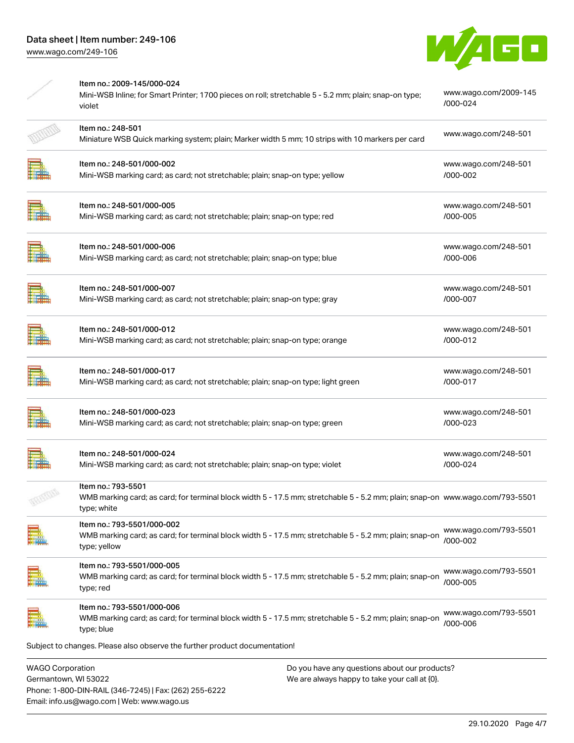| Item | Description | Link |
| --- | --- | --- |
| Item no.: 2009-145/000-024 | Mini-WSB Inline; for Smart Printer; 1700 pieces on roll; stretchable 5 - 5.2 mm; plain; snap-on type; violet | www.wago.com/2009-145/000-024 |
| Item no.: 248-501 | Miniature WSB Quick marking system; plain; Marker width 5 mm; 10 strips with 10 markers per card | www.wago.com/248-501 |
| Item no.: 248-501/000-002 | Mini-WSB marking card; as card; not stretchable; plain; snap-on type; yellow | www.wago.com/248-501/000-002 |
| Item no.: 248-501/000-005 | Mini-WSB marking card; as card; not stretchable; plain; snap-on type; red | www.wago.com/248-501/000-005 |
| Item no.: 248-501/000-006 | Mini-WSB marking card; as card; not stretchable; plain; snap-on type; blue | www.wago.com/248-501/000-006 |
| Item no.: 248-501/000-007 | Mini-WSB marking card; as card; not stretchable; plain; snap-on type; gray | www.wago.com/248-501/000-007 |
| Item no.: 248-501/000-012 | Mini-WSB marking card; as card; not stretchable; plain; snap-on type; orange | www.wago.com/248-501/000-012 |
| Item no.: 248-501/000-017 | Mini-WSB marking card; as card; not stretchable; plain; snap-on type; light green | www.wago.com/248-501/000-017 |
| Item no.: 248-501/000-023 | Mini-WSB marking card; as card; not stretchable; plain; snap-on type; green | www.wago.com/248-501/000-023 |
| Item no.: 248-501/000-024 | Mini-WSB marking card; as card; not stretchable; plain; snap-on type; violet | www.wago.com/248-501/000-024 |
| Item no.: 793-5501 | WMB marking card; as card; for terminal block width 5 - 17.5 mm; stretchable 5 - 5.2 mm; plain; snap-on type; white | www.wago.com/793-5501 |
| Item no.: 793-5501/000-002 | WMB marking card; as card; for terminal block width 5 - 17.5 mm; stretchable 5 - 5.2 mm; plain; snap-on type; yellow | www.wago.com/793-5501/000-002 |
| Item no.: 793-5501/000-005 | WMB marking card; as card; for terminal block width 5 - 17.5 mm; stretchable 5 - 5.2 mm; plain; snap-on type; red | www.wago.com/793-5501/000-005 |
| Item no.: 793-5501/000-006 | WMB marking card; as card; for terminal block width 5 - 17.5 mm; stretchable 5 - 5.2 mm; plain; snap-on type; blue | www.wago.com/793-5501/000-006 |

Subject to changes. Please also observe the further product documentation!

WAGO Corporation
Germantown, WI 53022
Phone: 1-800-DIN-RAIL (346-7245) | Fax: (262) 255-6222
Email: info.us@wago.com | Web: www.wago.us

Do you have any questions about our products?
We are always happy to take your call at {0}.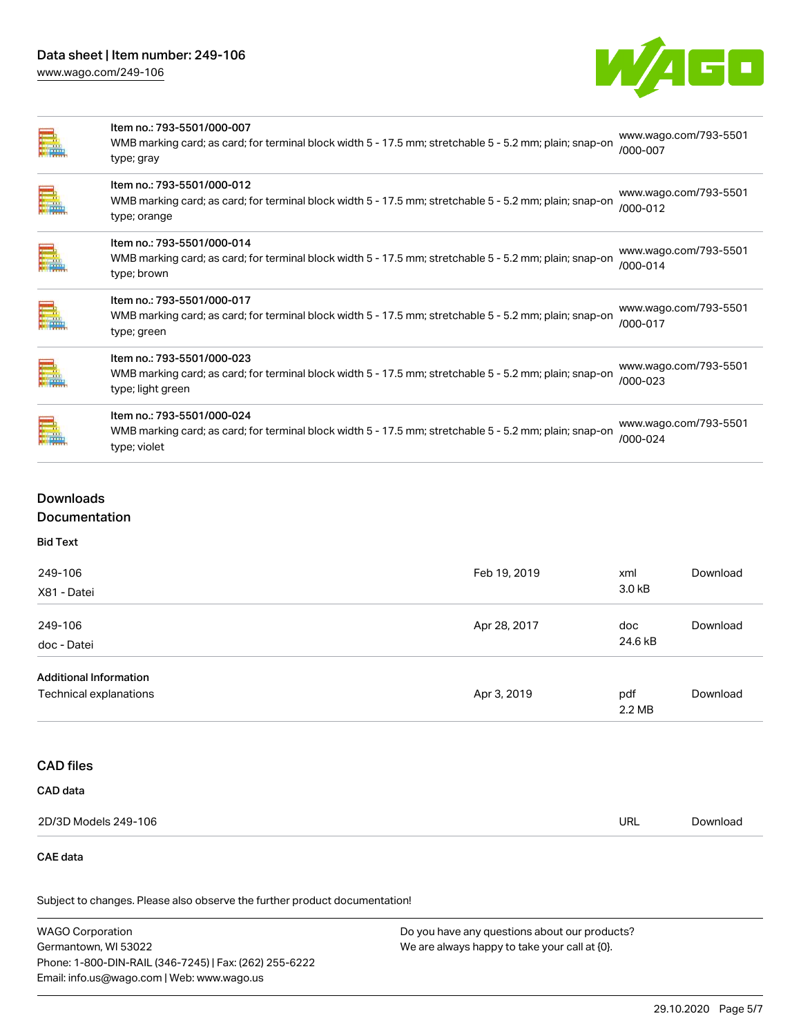| Item | Description | URL |
| --- | --- | --- |
| Item no.: 793-5501/000-007 | WMB marking card; as card; for terminal block width 5 - 17.5 mm; stretchable 5 - 5.2 mm; plain; snap-on type; gray | www.wago.com/793-5501/000-007 |
| Item no.: 793-5501/000-012 | WMB marking card; as card; for terminal block width 5 - 17.5 mm; stretchable 5 - 5.2 mm; plain; snap-on type; orange | www.wago.com/793-5501/000-012 |
| Item no.: 793-5501/000-014 | WMB marking card; as card; for terminal block width 5 - 17.5 mm; stretchable 5 - 5.2 mm; plain; snap-on type; brown | www.wago.com/793-5501/000-014 |
| Item no.: 793-5501/000-017 | WMB marking card; as card; for terminal block width 5 - 17.5 mm; stretchable 5 - 5.2 mm; plain; snap-on type; green | www.wago.com/793-5501/000-017 |
| Item no.: 793-5501/000-023 | WMB marking card; as card; for terminal block width 5 - 17.5 mm; stretchable 5 - 5.2 mm; plain; snap-on type; light green | www.wago.com/793-5501/000-023 |
| Item no.: 793-5501/000-024 | WMB marking card; as card; for terminal block width 5 - 17.5 mm; stretchable 5 - 5.2 mm; plain; snap-on type; violet | www.wago.com/793-5501/000-024 |

## Downloads

## Documentation

### Bid Text

| | | | |
| --- | --- | --- | --- |
| 249-106<br>X81 - Datei | Feb 19, 2019 | xml<br>3.0 kB | Download |
| 249-106<br>doc - Datei | Apr 28, 2017 | doc<br>24.6 kB | Download |

### Additional Information

| | | | |
| --- | --- | --- | --- |
| Technical explanations | Apr 3, 2019 | pdf<br>2.2 MB | Download |

## CAD files

### CAD data

| | | |
| --- | --- | --- |
| 2D/3D Models 249-106 | URL | Download |

### CAE data

Subject to changes. Please also observe the further product documentation!

WAGO Corporation
Germantown, WI 53022
Phone: 1-800-DIN-RAIL (346-7245) | Fax: (262) 255-6222
Email: info.us@wago.com | Web: www.wago.us

Do you have any questions about our products?
We are always happy to take your call at {0}.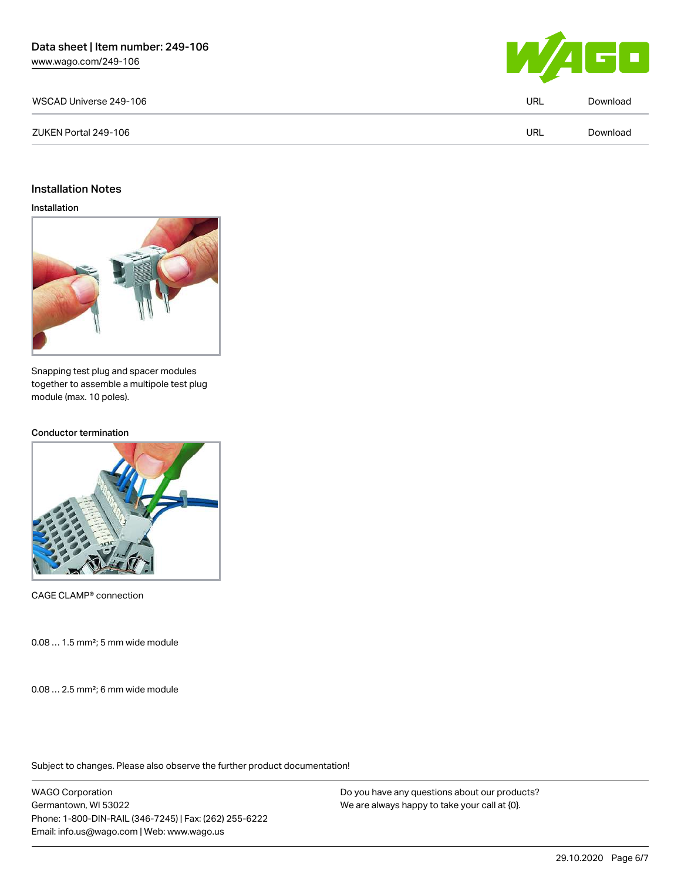| WSCAD Universe 249-106 | URL | Download |
| --- | --- | --- |
| ZUKEN Portal 249-106 | URL | Download |

## Installation Notes

### Installation

Snapping test plug and spacer modules together to assemble a multipole test plug module (max. 10 poles).

### Conductor termination

CAGE CLAMP® connection

0.08 … 1.5 mm²; 5 mm wide module

0.08 … 2.5 mm²; 6 mm wide module

Subject to changes. Please also observe the further product documentation!

WAGO Corporation
Germantown, WI 53022
Phone: 1-800-DIN-RAIL (346-7245) | Fax: (262) 255-6222
Email: info.us@wago.com | Web: www.wago.us

Do you have any questions about our products?
We are always happy to take your call at {0}.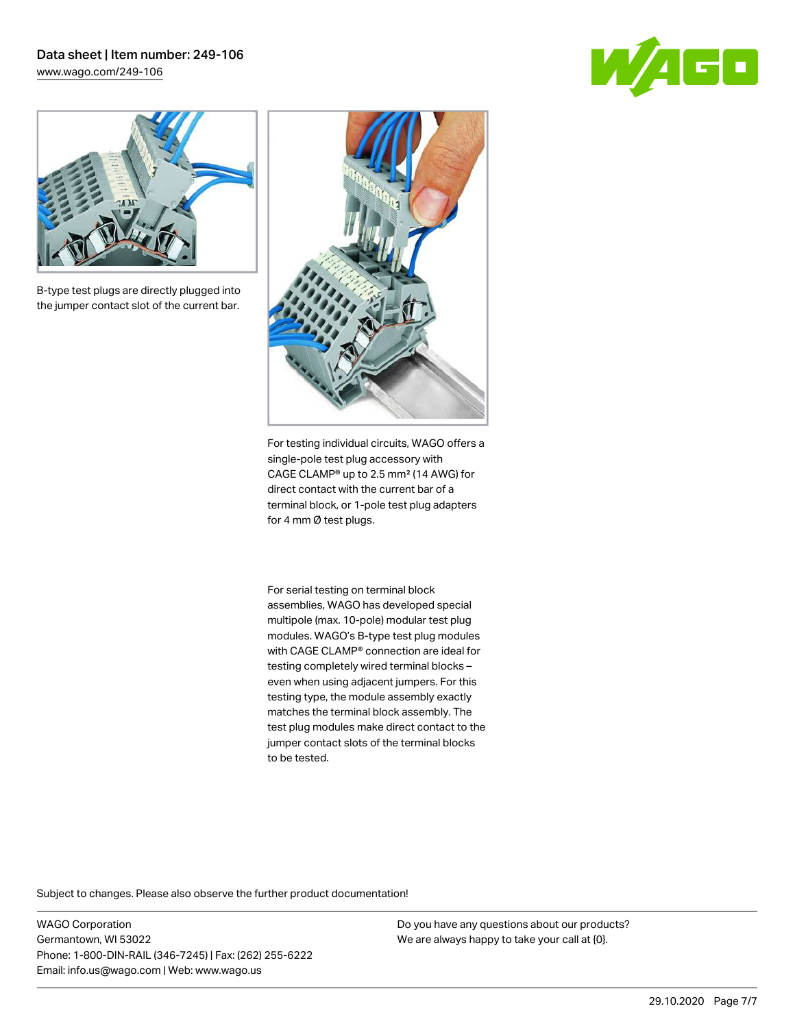B-type test plugs are directly plugged into the jumper contact slot of the current bar.

For testing individual circuits, WAGO offers a single-pole test plug accessory with CAGE CLAMP® up to 2.5 mm² (14 AWG) for direct contact with the current bar of a terminal block, or 1-pole test plug adapters for 4 mm Ø test plugs.

For serial testing on terminal block assemblies, WAGO has developed special multipole (max. 10-pole) modular test plug modules. WAGO's B-type test plug modules with CAGE CLAMP® connection are ideal for testing completely wired terminal blocks – even when using adjacent jumpers. For this testing type, the module assembly exactly matches the terminal block assembly. The test plug modules make direct contact to the jumper contact slots of the terminal blocks to be tested.

Subject to changes. Please also observe the further product documentation!

WAGO Corporation
Germantown, WI 53022
Phone: 1-800-DIN-RAIL (346-7245) | Fax: (262) 255-6222
Email: info.us@wago.com | Web: www.wago.us

Do you have any questions about our products?
We are always happy to take your call at {0}.